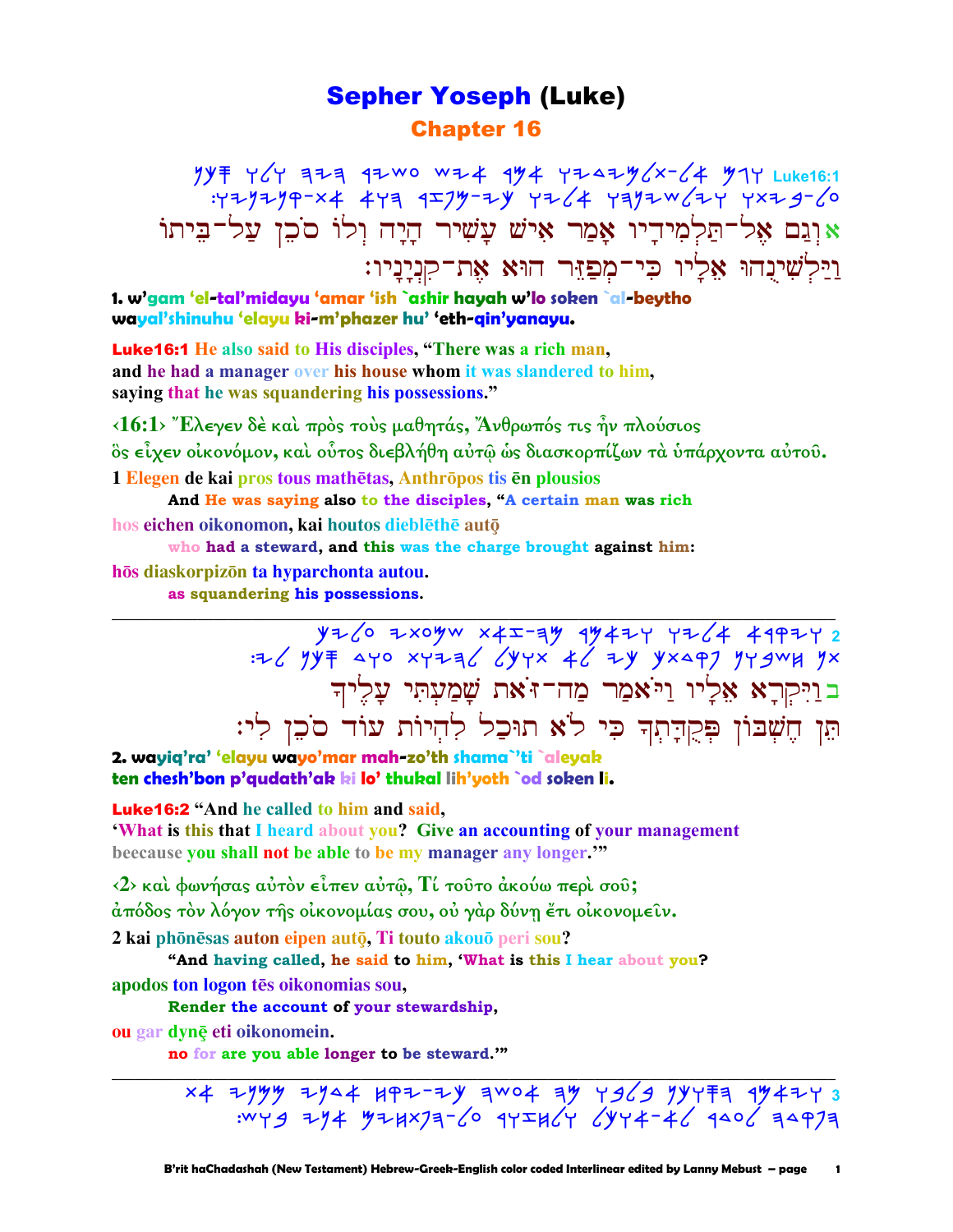# Sepher Yoseph (Luke)

## Chapter 16

Luke16:1 וגם אל-תלמידיו אמר איש עשיר היה ולו סכן על-ביתו
וילשינהו אליו כי-מפזר הוא את-קניניו:

אוְגַם אֶל־תַּלְמִידָיו אָמַר אִישׁ עָשִׁיר הָיָה וְלוֹ סֹכֵן עַל־בֵּיתוֹ
וַיַּלְשִׁינֻהוּ אֵלָיו כִּי־מְפַזֵּר הוּא אֶת־קִנְיָנָיו:

**1. w'gam 'el-tal'midayu 'amar 'ish `ashir hayah w'lo soken `al-beytho wayal'shinuhu 'elayu ki-m'phazer hu' 'eth-qin'yanayu.**

**Luke16:1** He also said to His disciples, "There was a rich man, and he had a manager over his house whom it was slandered to him, saying that he was squandering his possessions."

‹16:1› Ἔλεγεν δὲ καὶ πρὸς τοὺς μαθητάς, Ἄνθρωπός τις ἦν πλούσιος ὃς εἶχεν οἰκονόμον, καὶ οὗτος διεβλήθη αὐτῷ ὡς διασκορπίζων τὰ ὑπάρχοντα αὐτοῦ.

1 Elegen de kai pros tous mathētas, Anthrōpos tis ēn plousios
**And He was saying also to the disciples, "A certain man was rich**

hos eichen oikonomon, kai houtos dieblēthē autō̧
**who had a steward, and this was the charge brought against him:**

hōs diaskorpizōn ta hyparchonta autou.
**as squandering his possessions.**

---

2 ויקרא אליו ויאמר מה-זאת שמעתי עליך
תן חשבון פקדתך כי לא תוכל להיות עוד סכן לי:

בוַיִּקְרָא אֵלָיו וַיֹּאמַר מַה־זֹּאת שָׁמַעְתִּי עָלֶיךָ
תֵּן חֶשְׁבּוֹן פְּקֻדָּתְךָ כִּי לֹא תוּכַל לִהְיוֹת עוֹד סֹכֵן לִי:

**2. wayiq'ra' 'elayu wayo'mar mah-zo'th shama`'ti `aleyak ten chesh'bon p'qudath'ak ki lo' thukal lih'yoth `od soken li.**

**Luke16:2** "And he called to him and said, 'What is this that I heard about you? Give an accounting of your management beecause you shall not be able to be my manager any longer.'"

‹2› καὶ φωνήσας αὐτὸν εἶπεν αὐτῷ, Τί τοῦτο ἀκούω περὶ σοῦ; ἀπόδος τὸν λόγον τῆς οἰκονομίας σου, οὐ γὰρ δύνῃ ἔτι οἰκονομεῖν.

2 kai phōnēsas auton eipen autō̧, Ti touto akouō peri sou?
**"And having called, he said to him, 'What is this I hear about you?**

apodos ton logon tēs oikonomias sou,
**Render the account of your stewardship,**

ou gar dynȩ̄ eti oikonomein.
**no for are you able longer to be steward.'"**

---

3 ויאמר הסכן בלבו מה אעשה כי-לקח אדני ממני את
הפקדה לעדר לא-אוכל ולחזר על-הפתחים אני בוש: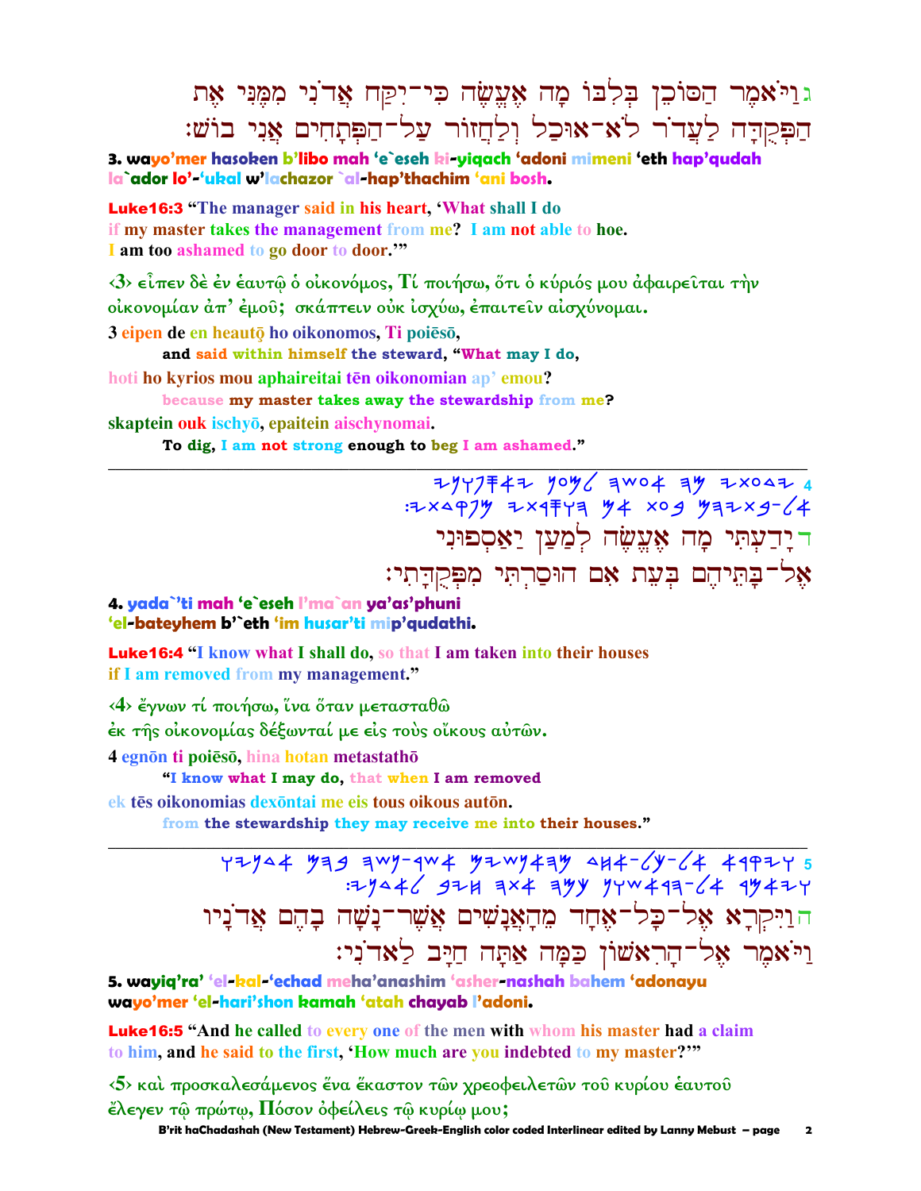גוַיֹּאמֶר הַסּוֹכֵן בְּלִבּוֹ מָה אֶעֱשֶׂה כִּי־יִקַּח אֲדֹנִי מִמֶּנִּי אֶת הַפְּקֻדָּה לַעֲדֹר לֹא־אוּכַל וְלַחֲזוֹר עַל־הַפְּתָחִים אֲנִי בוֹשׁ׃

**3. wayo'mer hasoken b'libo mah 'e`eseh ki-yiqach 'adoni mimeni 'eth hap'qudah la`ador lo'-'ukal w'lachazor `al-hap'thachim 'ani bosh.**

**Luke16:3** "The manager said in his heart, 'What shall I do if my master takes the management from me? I am not able to hoe. I am too ashamed to go door to door.'"

‹3› εἶπεν δὲ ἐν ἑαυτῷ ὁ οἰκονόμος, Τί ποιήσω, ὅτι ὁ κύριός μου ἀφαιρεῖται τὴν οἰκονομίαν ἀπ' ἐμοῦ; σκάπτειν οὐκ ἰσχύω, ἐπαιτεῖν αἰσχύνομαι.

3 eipen de en heautō ho oikonomos, Ti poiēsō,
**and said within himself the steward, "What may I do,**
hoti ho kyrios mou aphaireitai tēn oikonomian ap' emou?
**because my master takes away the stewardship from me?**
skaptein ouk ischyō, epaitein aischynomai.
**To dig, I am not strong enough to beg I am ashamed."**

---

4 ידעתי מה אעשה למען יאספוני אל-בתיהם בעת אם הוסרתי מפקדתי:

דיָדַעְתִּי מָה אֶעֱשֶׂה לְמַעַן יַאַסְפוּנִי אֶל־בָּתֵּיהֶם בְּעֵת אִם הוּסַרְתִּי מִפְּקֻדָּתִי׃

**4. yada`'ti mah 'e`eseh l'ma`an ya'as'phuni 'el-bateyhem b'`eth 'im husar'ti mip'qudathi.**

**Luke16:4** "I know what I shall do, so that I am taken into their houses if I am removed from my management."

‹4› ἔγνων τί ποιήσω, ἵνα ὅταν μετασταθῶ ἐκ τῆς οἰκονομίας δέξωνταί με εἰς τοὺς οἴκους αὐτῶν.

4 egnōn ti poiēsō, hina hotan metastathō
**"I know what I may do, that when I am removed**
ek tēs oikonomias dexōntai me eis tous oikous autōn.
**from the stewardship they may receive me into their houses."**

---

5 ויקרא אל-כל-אחד מהאנשים אשר-נשה בהם אדניו ויאמר אל-הראשון כמה אתה חיב לאדני:

הוַיִּקְרָא אֶל־כָּל־אֶחָד מֵהָאֲנָשִׁים אֲשֶׁר־נָשָׁה בָהֶם אֲדֹנָיו וַיֹּאמֶר אֶל־הָרִאשׁוֹן כַּמָּה אַתָּה חַיָּב לַאדֹנִי׃

**5. wayiq'ra' 'el-kal-'echad meha'anashim 'asher-nashah bahem 'adonayu wayo'mer 'el-hari'shon kamah 'atah chayab l'adoni.**

**Luke16:5** "And he called to every one of the men with whom his master had a claim to him, and he said to the first, 'How much are you indebted to my master?'"

‹5› καὶ προσκαλεσάμενος ἕνα ἕκαστον τῶν χρεοφειλετῶν τοῦ κυρίου ἑαυτοῦ ἔλεγεν τῷ πρώτῳ, Πόσον ὀφείλεις τῷ κυρίῳ μου;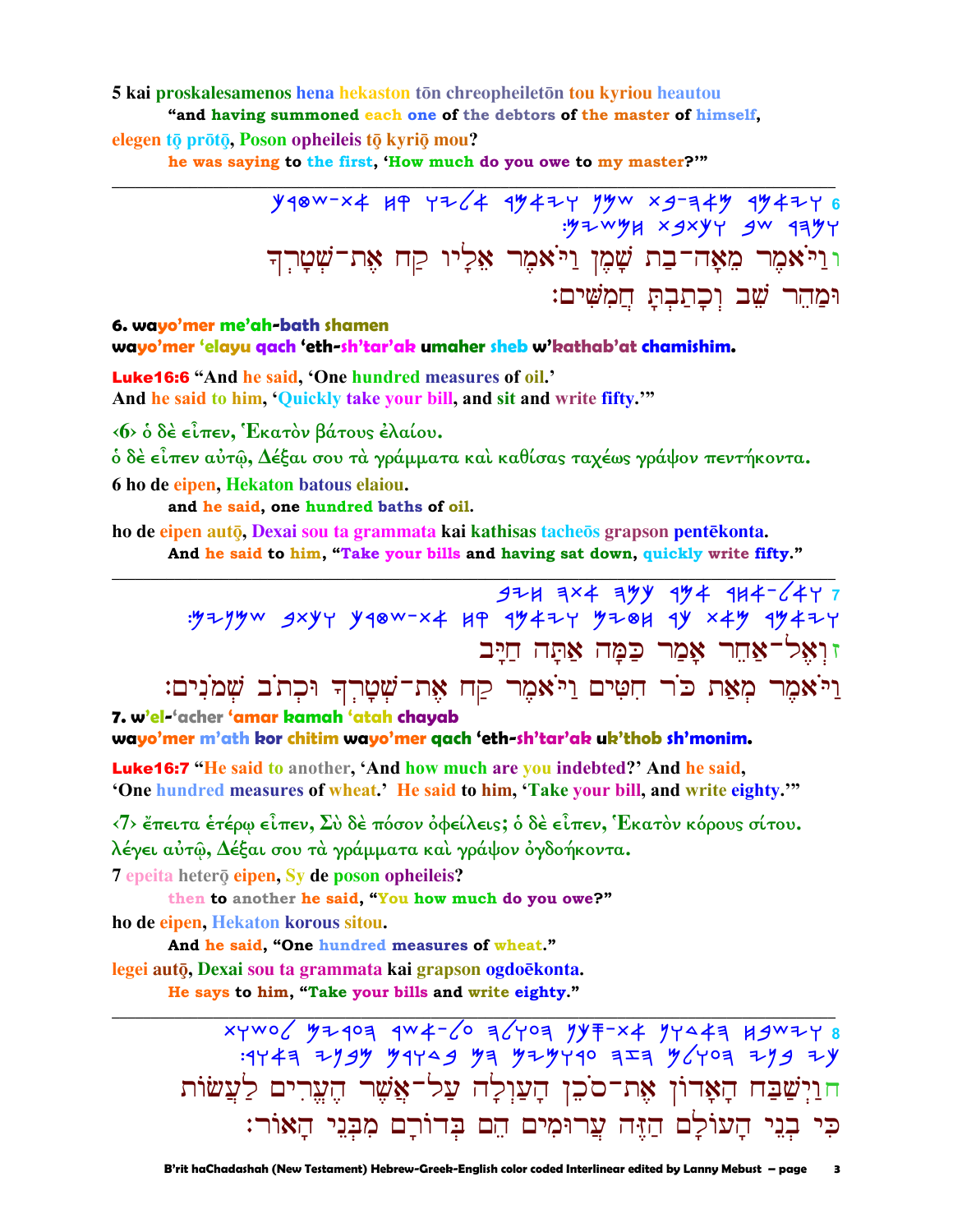5 kai proskalesamenos hena hekaston tōn chreopheiletōn tou kyriou heautou

"and having summoned each one of the debtors of the master of himself,

elegen tō prōtō, Poson opheileis tō kyriō mou?

he was saying to the first, 'How much do you owe to my master?'"

---

וַיֹּאמֶר מֵאָה־בַת שָׁמֶן וַיֹּאמֶר אֵלָיו קַח אֶת־שְׁטָרְךָ וּמַהֵר שֵׁב וְכָתַבְתָּ חֲמִשִּׁים׃ 6

**6. wayo'mer me'ah-bath shamen**

**wayo'mer 'elayu qach 'eth-sh'tar'ak umaher sheb w'kathab'at chamishim.**

**Luke16:6** "And he said, 'One hundred measures of oil.'
And he said to him, 'Quickly take your bill, and sit and write fifty.'"

‹6› ὁ δὲ εἶπεν, Ἑκατὸν βάτους ἐλαίου.
ὁ δὲ εἶπεν αὐτῷ, Δέξαι σου τὰ γράμματα καὶ καθίσας ταχέως γράψον πεντήκοντα.

6 ho de eipen, Hekaton batous elaiou.

and he said, one hundred baths of oil.

ho de eipen autō, Dexai sou ta grammata kai kathisas tacheōs grapson pentēkonta.

And he said to him, "Take your bills and having sat down, quickly write fifty."

---

וְאֶל־אַחֵר אָמַר כַּמָּה אַתָּה חַיָּב 7
וַיֹּאמֶר מְאַת כֹּר חִטִּים וַיֹּאמֶר קַח אֶת־שְׁטָרְךָ וּכְתֹב שְׁמֹנִים׃

**7. w'el-'acher 'amar kamah 'atah chayab**

**wayo'mer m'ath kor chitim wayo'mer qach 'eth-sh'tar'ak uk'thob sh'monim.**

**Luke16:7** "He said to another, 'And how much are you indebted?' And he said,
'One hundred measures of wheat.' He said to him, 'Take your bill, and write eighty.'"

‹7› ἔπειτα ἑτέρῳ εἶπεν, Σὺ δὲ πόσον ὀφείλεις; ὁ δὲ εἶπεν, Ἑκατὸν κόρους σίτου.
λέγει αὐτῷ, Δέξαι σου τὰ γράμματα καὶ γράψον ὀγδοήκοντα.

7 epeita heterō eipen, Sy de poson opheileis?

then to another he said, "You how much do you owe?"

ho de eipen, Hekaton korous sitou.

And he said, "One hundred measures of wheat."

legei autō, Dexai sou ta grammata kai grapson ogdoēkonta.

He says to him, "Take your bills and write eighty."

---

וַיְשַׁבַּח הָאָדוֹן אֶת־סֹכֵן הָעַוְלָה עַל־אֲשֶׁר הֶעֱרִים לַעֲשׂוֹת 8
כִּי בְנֵי הָעוֹלָם הַזֶּה עֲרוּמִים הֵם בְּדוֹרָם מִבְּנֵי הָאוֹר׃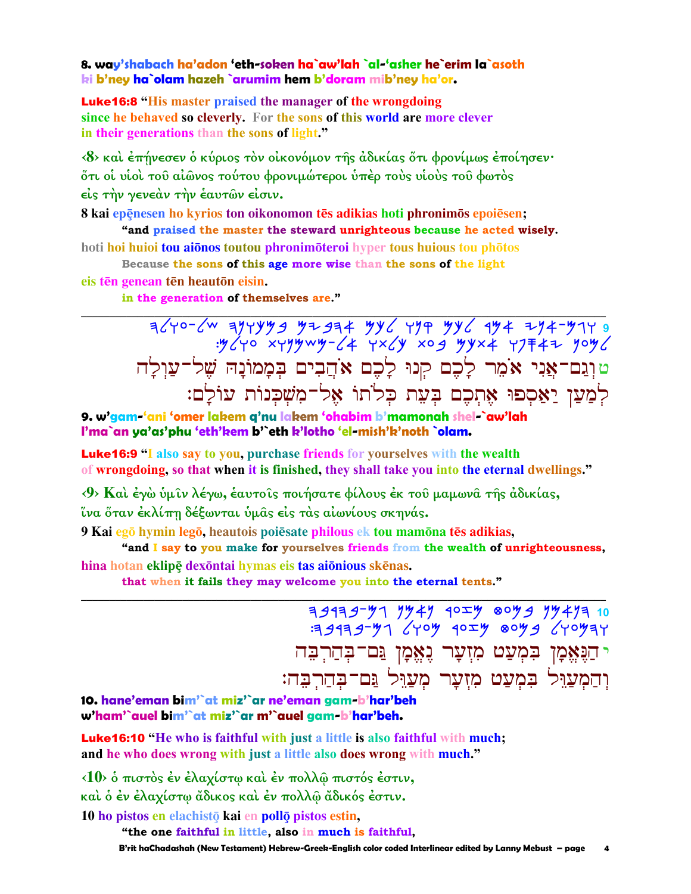**8. way'shabach ha'adon 'eth-soken ha`aw'lah `al-'asher he`erim la`asoth ki b'ney ha`olam hazeh `arumim hem b'doram mib'ney ha'or.**

**Luke16:8** "His master praised the manager of the wrongdoing since he behaved so cleverly. For the sons of this world are more clever in their generations than the sons of light."

‹8› καὶ ἐπῄνεσεν ὁ κύριος τὸν οἰκονόμον τῆς ἀδικίας ὅτι φρονίμως ἐποίησεν· ὅτι οἱ υἱοὶ τοῦ αἰῶνος τούτου φρονιμώτεροι ὑπὲρ τοὺς υἱοὺς τοῦ φωτὸς εἰς τὴν γενεὰν τὴν ἑαυτῶν εἰσιν.

8 kai epēnesen ho kyrios ton oikonomon tēs adikias hoti phronimōs epoiēsen;
"and praised the master the steward unrighteous because he acted wisely.
hoti hoi huioi tou aiōnos toutou phronimōteroi hyper tous huious tou phōtos
Because the sons of this age more wise than the sons of the light
eis tēn genean tēn heautōn eisin.
in the generation of themselves are."

---

ט וְגַם־אֲנִי אֹמֵר לָכֶם קְנוּ לָכֶם אֹהֲבִים בְּמָמוֹנָהּ שֶׁל־עַוְלָה לְמַעַן יַאַסְפוּ אֶתְכֶם בְּעֵת כְּלֹתוֹ אֶל־מִשְׁכְּנוֹת עוֹלָם׃

**9. w'gam-'ani 'omer lakem q'nu lakem 'ohabim b'mamonah shel-`aw'lah l'ma`an ya'as'phu 'eth'kem b'`eth k'lotho 'el-mish'k'noth `olam.**

**Luke16:9** "I also say to you, purchase friends for yourselves with the wealth of wrongdoing, so that when it is finished, they shall take you into the eternal dwellings."

‹9› Καὶ ἐγὼ ὑμῖν λέγω, ἑαυτοῖς ποιήσατε φίλους ἐκ τοῦ μαμωνᾶ τῆς ἀδικίας, ἵνα ὅταν ἐκλίπῃ δέξωνται ὑμᾶς εἰς τὰς αἰωνίους σκηνάς.

9 Kai egō hymin legō, heautois poiēsate philous ek tou mamōna tēs adikias,
"and I say to you make for yourselves friends from the wealth of unrighteousness,
hina hotan eklipē dexōntai hymas eis tas aiōnious skēnas.
that when it fails they may welcome you into the eternal tents."

---

י הַנֶּאֱמָן בִּמְעַט מִזְעָר נֶאֱמָן גַּם־בְּהַרְבֵּה וְהַמְעַוֵּל בִּמְעַט מִזְעָר מְעַוֵּל גַּם־בְּהַרְבֵּה׃

**10. hane'eman bim'`at miz'`ar ne'eman gam-b'har'beh w'ham'`auel bim'`at miz'`ar m'`auel gam-b'har'beh.**

**Luke16:10** "He who is faithful with just a little is also faithful with much; and he who does wrong with just a little also does wrong with much."

‹10› ὁ πιστὸς ἐν ἐλαχίστῳ καὶ ἐν πολλῷ πιστός ἐστιν, καὶ ὁ ἐν ἐλαχίστῳ ἄδικος καὶ ἐν πολλῷ ἄδικός ἐστιν.

10 ho pistos en elachistō kai en pollō pistos estin,
"the one faithful in little, also in much is faithful,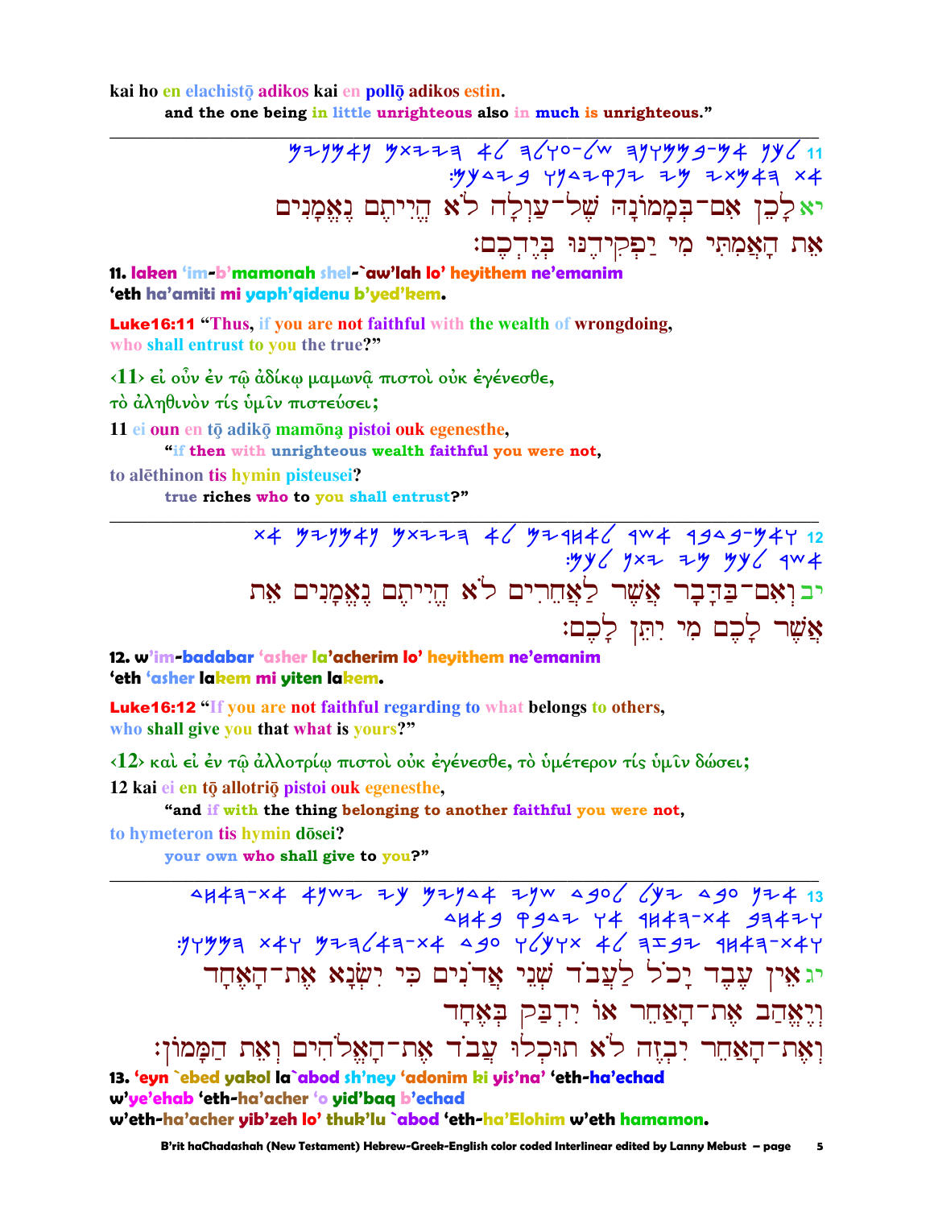kai ho en elachistō adikos kai en pollō adikos estin.

**and the one being in little unrighteous also in much is unrighteous."**

---

יא לָכֵן אִם־בְּמָמוֹנָהּ שֶׁל־עַוְלָה לֹא הֱיִיתֶם נֶאֱמָנִים
אֶת הָאֲמִתִּי מִי יַפְקִידֶנּוּ בְּיֶדְכֶם׃

**11. laken 'im-b'mamonah shel-`aw'lah lo' heyithem ne'emanim 'eth ha'amiti mi yaph'qidenu b'yed'kem.**

**Luke16:11 "Thus, if you are not faithful with the wealth of wrongdoing, who shall entrust to you the true?"**

‹11› εἰ οὖν ἐν τῷ ἀδίκῳ μαμωνᾷ πιστοὶ οὐκ ἐγένεσθε,
τὸ ἀληθινὸν τίς ὑμῖν πιστεύσει;

11 ei oun en tō adikō mamōną pistoi ouk egenesthe,

**"if then with unrighteous wealth faithful you were not,**

to alēthinon tis hymin pisteusei?

**true riches who to you shall entrust?"**

---

יב וְאִם־בַּדָּבָר אֲשֶׁר לַאֲחֵרִים לֹא הֱיִיתֶם נֶאֱמָנִים אֶת
אֲשֶׁר לָכֶם מִי יִתֵּן לָכֶם׃

**12. w'im-badabar 'asher la'acherim lo' heyithem ne'emanim 'eth 'asher lakem mi yiten lakem.**

**Luke16:12 "If you are not faithful regarding to what belongs to others, who shall give you that what is yours?"**

‹12› καὶ εἰ ἐν τῷ ἀλλοτρίῳ πιστοὶ οὐκ ἐγένεσθε, τὸ ὑμέτερον τίς ὑμῖν δώσει;

12 kai ei en tō allotriō pistoi ouk egenesthe,

**"and if with the thing belonging to another faithful you were not,**

to hymeteron tis hymin dōsei?

**your own who shall give to you?"**

---

יג אֵין עֶבֶד יָכֹל לַעֲבֹד שְׁנֵי אֲדֹנִים כִּי יִשְׂנָא אֶת־הָאֶחָד
וְיֶאֱהַב אֶת־הָאַחֵר אוֹ יִדְבַּק בְּאֶחָד
וְאֶת־הָאַחֵר יִבְזֶה לֹא תוּכְלוּ עֲבֹד אֶת־הָאֱלֹהִים וְאֵת הַמָּמוֹן׃

**13. 'eyn `ebed yakol la`abod sh'ney 'adonim ki yis'na' 'eth-ha'echad w'ye'ehab 'eth-ha'acher 'o yid'baq b'echad w'eth-ha'acher yib'zeh lo' thuk'lu `abod 'eth-ha'Elohim w'eth hamamon.**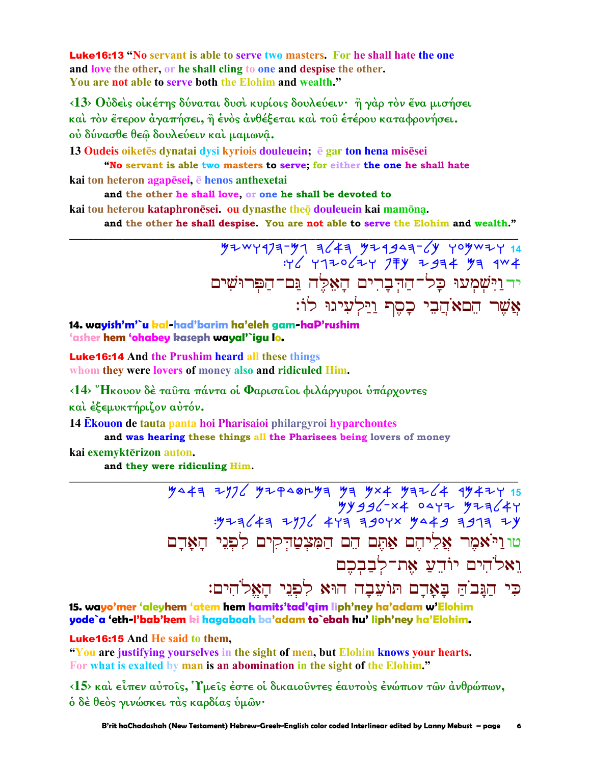**Luke16:13** "No servant is able to serve two masters. For he shall hate the one and love the other, or he shall cling to one and despise the other. You are not able to serve both the Elohim and wealth."

‹13› Οὐδεὶς οἰκέτης δύναται δυσὶ κυρίοις δουλεύειν· ἢ γὰρ τὸν ἕνα μισήσει καὶ τὸν ἕτερον ἀγαπήσει, ἢ ἑνὸς ἀνθέξεται καὶ τοῦ ἑτέρου καταφρονήσει. οὐ δύνασθε θεῷ δουλεύειν καὶ μαμωνᾷ.

13 Oudeis oiketēs dynatai dysi kyriois douleuein; ē gar ton hena misēsei
"No servant is able two masters to serve; for either the one he shall hate
kai ton heteron agapēsei, ē henos anthexetai
and the other he shall love, or one he shall be devoted to
kai tou heterou kataphronēsei. ou dynasthe theō douleuein kai mamōna.
and the other he shall despise. You are not able to serve the Elohim and wealth."

---

14 וַיִּשְׁמְעוּ כָל־הַדְּבָרִים הָאֵלֶּה גַּם־הַפְּרוּשִׁים אֲשֶׁר הֵם אֹהֲבֵי כֶסֶף וַיַּלְעִיגוּ לוֹ׃

יד וַיִּשְׁמְעוּ כָל־הַדְּבָרִים הָאֵלֶּה גַּם־הַפְּרוּשִׁים אֲשֶׁר הֵם אֹהֲבֵי כֶסֶף וַיַּלְעִיגוּ לוֹ׃

**14. wayish'm'`u kal-had'barim ha'eleh gam-haP'rushim 'asher hem 'ohabey kaseph wayal'`igu lo.**

**Luke16:14** And the Prushim heard all these things whom they were lovers of money also and ridiculed Him.

‹14› Ἤκουον δὲ ταῦτα πάντα οἱ Φαρισαῖοι φιλάργυροι ὑπάρχοντες καὶ ἐξεμυκτήριζον αὐτόν.

14 Ēkouon de tauta panta hoi Pharisaioi philargyroi hyparchontes
and was hearing these things all the Pharisees being lovers of money
kai exemyktērizon auton.
and they were ridiculing Him.

---

15 וַיֹּאמֶר אֲלֵיהֶם אַתֶּם הֵם הַמִּצְטַדְּקִים לִפְנֵי הָאָדָם וֵאלֹהִים יוֹדֵעַ אֶת־לְבַבְכֶם כִּי הַגָּבֹהַּ בָּאָדָם תּוֹעֵבָה הוּא לִפְנֵי הָאֱלֹהִים׃

טו וַיֹּאמֶר אֲלֵיהֶם אַתֶּם הֵם הַמִּצְטַדְּקִים לִפְנֵי הָאָדָם וֵאלֹהִים יוֹדֵעַ אֶת־לְבַבְכֶם כִּי הַגָּבֹהַּ בָּאָדָם תּוֹעֵבָה הוּא לִפְנֵי הָאֱלֹהִים׃

**15. wayo'mer 'aleyhem 'atem hem hamits'tad'qim liph'ney ha'adam w'Elohim yode`a 'eth-l'bab'kem ki hagaboah ba'adam to`ebah hu' liph'ney ha'Elohim.**

**Luke16:15** And He said to them, "You are justifying yourselves in the sight of men, but Elohim knows your hearts. For what is exalted by man is an abomination in the sight of the Elohim."

‹15› καὶ εἶπεν αὐτοῖς, Ὑμεῖς ἐστε οἱ δικαιοῦντες ἑαυτοὺς ἐνώπιον τῶν ἀνθρώπων, ὁ δὲ θεὸς γινώσκει τὰς καρδίας ὑμῶν·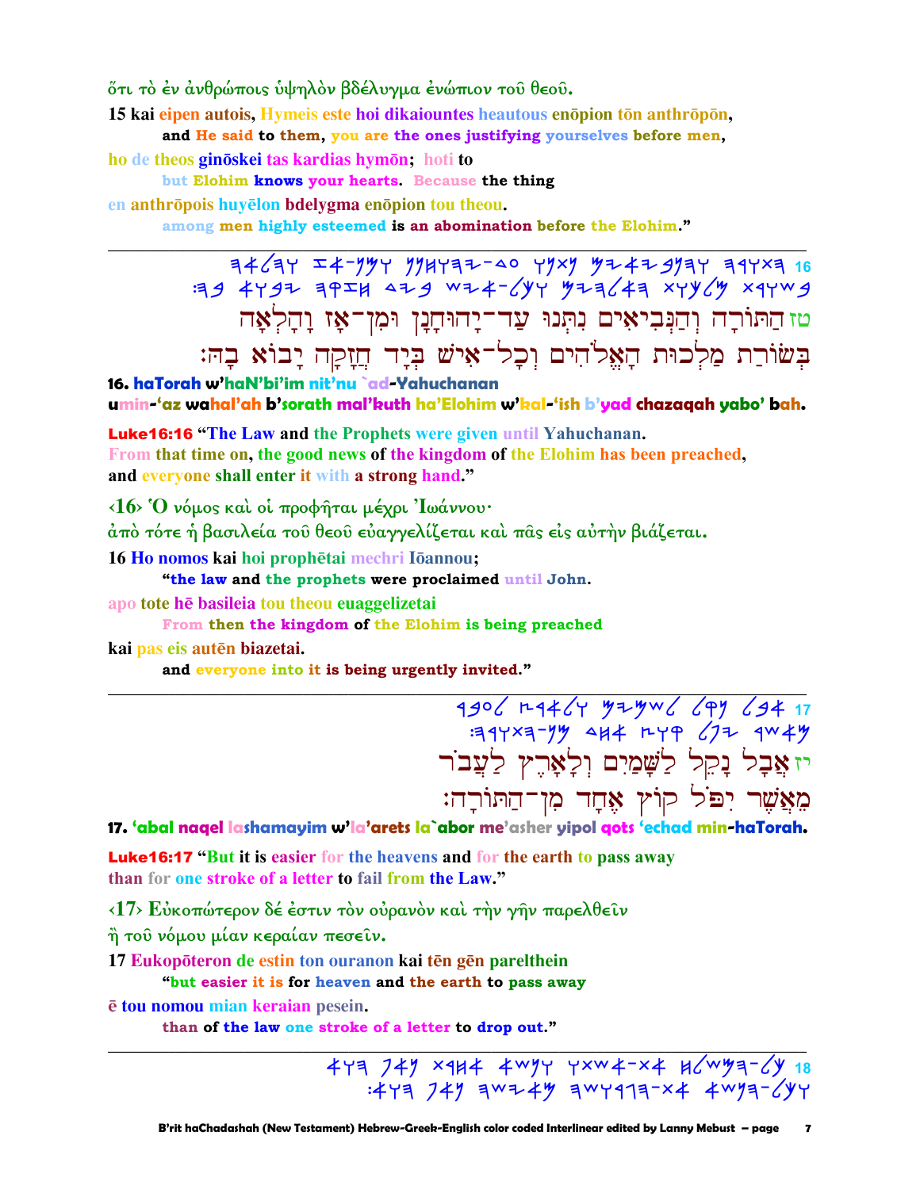ὅτι τὸ ἐν ἀνθρώποις ὑψηλὸν βδέλυγμα ἐνώπιον τοῦ θεοῦ.

15 kai eipen autois, Hymeis este hoi dikaiountes heautous enōpion tōn anthrōpōn,
 and He said to them, you are the ones justifying yourselves before men,

ho de theos ginōskei tas kardias hymōn; hoti to
 but Elohim knows your hearts. Because the thing

en anthrōpois huyēlon bdelygma enōpion tou theou.
 among men highly esteemed is an abomination before the Elohim."

---

טז התורה והנביאים נתנו עד־יהוחנן ומן־אז והלאה
בשורת מלכות האלהים וכל־איש ביד חזקה יבוא בה:

טז הַתּוֹרָה וְהַנְּבִיאִים נִתְּנוּ עַד־יָהוּחָנָן וּמִן־אָז וָהָלְאָה
בְּשׂוֹרַת מַלְכוּת הָאֱלֹהִים וְכָל־אִישׁ בְּיַד חֲזָקָה יָבוֹא בָהּ:

**16. haTorah w'haN'bi'im nit'nu `ad-Yahuchanan umin-'az wahal'ah b'sorath mal'kuth ha'Elohim w'kal-'ish b'yad chazaqah yabo' bah.**

**Luke16:16** "The Law and the Prophets were given until Yahuchanan.
From that time on, the good news of the kingdom of the Elohim has been preached,
and everyone shall enter it with a strong hand."

‹16› Ὁ νόμος καὶ οἱ προφῆται μέχρι Ἰωάννου·
ἀπὸ τότε ἡ βασιλεία τοῦ θεοῦ εὐαγγελίζεται καὶ πᾶς εἰς αὐτὴν βιάζεται.

16 Ho nomos kai hoi prophētai mechri Iōannou;
 "the law and the prophets were proclaimed until John.

apo tote hē basileia tou theou euaggelizetai
 From then the kingdom of the Elohim is being preached

kai pas eis autēn biazetai.
 and everyone into it is being urgently invited."

---

יז אבל נקל לשמים ולארץ לעבר
מאשר יפל קוץ אחד מן־התורה:

יז אֲבָל נָקֵל לַשָּׁמַיִם וְלָאָרֶץ לַעֲבֹר
מֵאֲשֶׁר יִפֹּל קוֹץ אֶחָד מִן־הַתּוֹרָה:

**17. 'abal naqel lashamayim w'la'arets la`abor me'asher yipol qots 'echad min-haTorah.**

**Luke16:17** "But it is easier for the heavens and for the earth to pass away
than for one stroke of a letter to fail from the Law."

‹17› Εὐκοπώτερον δέ ἐστιν τὸν οὐρανὸν καὶ τὴν γῆν παρελθεῖν
ἢ τοῦ νόμου μίαν κεραίαν πεσεῖν.

17 Eukopōteron de estin ton ouranon kai tēn gēn parelthein
 "but easier it is for heaven and the earth to pass away

ē tou nomou mian keraian pesein.
 than of the law one stroke of a letter to drop out."

---

יח כל־המשלח את־אשתו ונשא אחרת נאף הוא
וכל־הנשא את־הגרושה מאיש נאף הוא: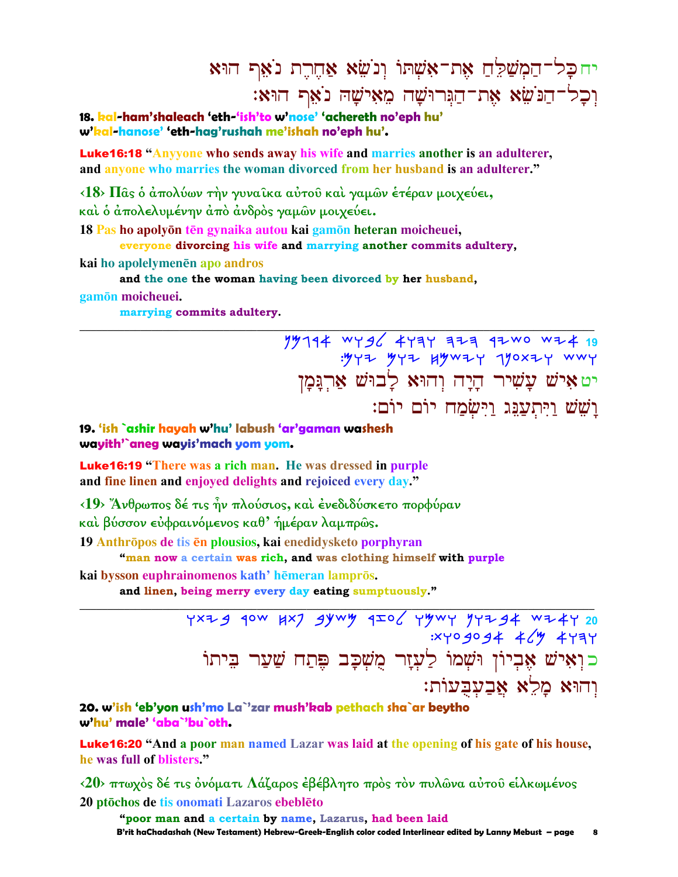יח כָּל־הַמְשַׁלֵּחַ אֶת־אִשְׁתּוֹ וְנֹשֵׂא אַחֶרֶת נֹאֵף הוּא
וְכָל־הַנֹּשֵׂא אֶת־הַגְּרוּשָׁה מֵאִישָׁהּ נֹאֵף הוּא׃

**18. kal-ham'shaleach 'eth-'ish'to w'nose' 'achereth no'eph hu' w'kal-hanose' 'eth-hag'rushah me'ishah no'eph hu'.**

**Luke16:18 "Anyyone who sends away his wife and marries another is an adulterer, and anyone who marries the woman divorced from her husband is an adulterer."**

**‹18› Πᾶς ὁ ἀπολύων τὴν γυναῖκα αὐτοῦ καὶ γαμῶν ἑτέραν μοιχεύει, καὶ ὁ ἀπολελυμένην ἀπὸ ἀνδρὸς γαμῶν μοιχεύει.**

18 Pas ho apolyōn tēn gynaika autou kai gamōn heteran moicheuei,
  **everyone divorcing his wife and marrying another commits adultery,**

kai ho apolelymenēn apo andros
  **and the one the woman having been divorced by her husband,**

gamōn moicheuei.
  **marrying commits adultery.**

---

יט אִישׁ עָשִׁיר הָיָה וְהוּא לָבוּשׁ אַרְגָּמָן
וָשֵׁשׁ וַיִּתְעַנֵּג וַיִּשְׂמַח יוֹם יוֹם׃

**19. 'ish `ashir hayah w'hu' labush 'ar'gaman washesh wayith'`aneg wayis'mach yom yom.**

**Luke16:19 "There was a rich man. He was dressed in purple and fine linen and enjoyed delights and rejoiced every day."**

**‹19› Ἄνθρωπος δέ τις ἦν πλούσιος, καὶ ἐνεδιδύσκετο πορφύραν καὶ βύσσον εὐφραινόμενος καθ' ἡμέραν λαμπρῶς.**

19 Anthrōpos de tis ēn plousios, kai enedidysketo porphyran
  **"man now a certain was rich, and was clothing himself with purple**

kai bysson euphrainomenos kath' hēmeran lamprōs.
  **and linen, being merry every day eating sumptuously."**

---

כ וְאִישׁ אֶבְיוֹן וּשְׁמוֹ לַעְזָר מֻשְׁכָּב פֶּתַח שַׁעַר בֵּיתוֹ
וְהוּא מָלֵא אֲבַעְבֻּעוֹת׃

**20. w'ish 'eb'yon ush'mo La`'zar mush'kab pethach sha`ar beytho w'hu' male' 'aba`'bu`oth.**

**Luke16:20 "And a poor man named Lazar was laid at the opening of his gate of his house, he was full of blisters."**

**‹20› πτωχὸς δέ τις ὀνόματι Λάζαρος ἐβέβλητο πρὸς τὸν πυλῶνα αὐτοῦ εἱλκωμένος**

20 ptōchos de tis onomati Lazaros ebeblēto
  **"poor man and a certain by name, Lazarus, had been laid**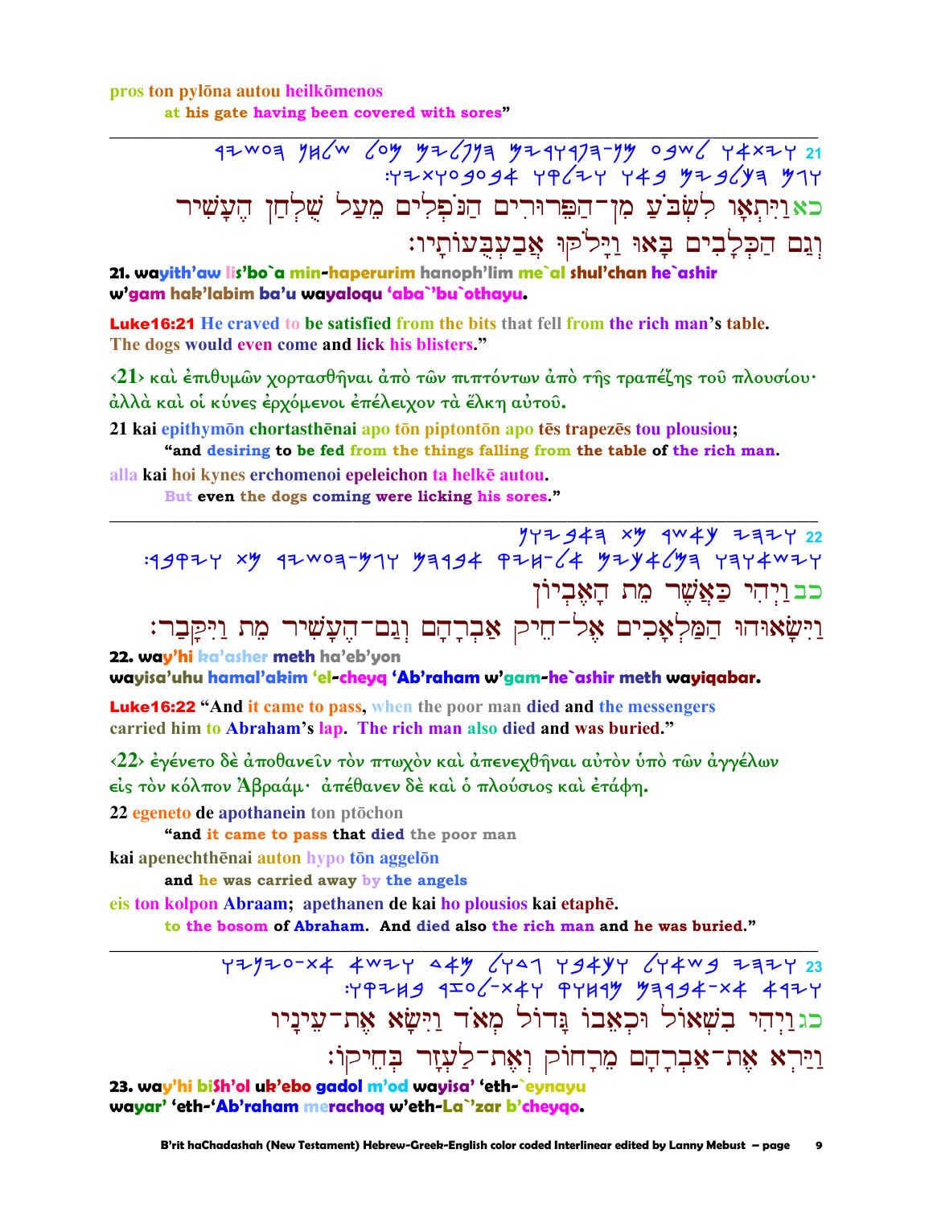pros ton pylōna autou heilkōmenos

at his gate having been covered with sores"

---

כאוַיִּתְאָו לִשְׂבֹּעַ מִן־הַפֵּרוּרִים הַנֹּפְלִים מֵעַל שֻׁלְחַן הֶעָשִׁיר
וְגַם הַכְּלָבִים בָּאוּ וַיָּלֹקּוּ אֲבַעְבֻּעוֹתָיו׃

**21. wayith'aw lis'bo`a min-haperurim hanoph'lim me`al shul'chan he`ashir w'gam hak'labim ba'u wayaloqu 'aba`'bu`othayu.**

**Luke16:21 He craved to be satisfied from the bits that fell from the rich man's table. The dogs would even come and lick his blisters."**

‹21› καὶ ἐπιθυμῶν χορτασθῆναι ἀπὸ τῶν πιπτόντων ἀπὸ τῆς τραπέζης τοῦ πλουσίου· ἀλλὰ καὶ οἱ κύνες ἐρχόμενοι ἐπέλειχον τὰ ἕλκη αὐτοῦ.

**21 kai epithymōn chortasthēnai apo tōn piptontōn apo tēs trapezēs tou plousiou;**

**"and desiring to be fed from the things falling from the table of the rich man.**

**alla kai hoi kynes erchomenoi epeleichon ta helkē autou.**

**But even the dogs coming were licking his sores."**

---

כבוַיְהִי כַּאֲשֶׁר מֵת הָאֶבְיוֹן
וַיִּשָּׂאוּהוּ הַמַּלְאָכִים אֶל־חֵיק אַבְרָהָם וְגַם־הֶעָשִׁיר מֵת וַיִּקָּבַר׃

**22. way'hi ka'asher meth ha'eb'yon wayisa'uhu hamal'akim 'el-cheyq 'Ab'raham w'gam-he`ashir meth wayiqabar.**

**Luke16:22 "And it came to pass, when the poor man died and the messengers carried him to Abraham's lap. The rich man also died and was buried."**

‹22› ἐγένετο δὲ ἀποθανεῖν τὸν πτωχὸν καὶ ἀπενεχθῆναι αὐτὸν ὑπὸ τῶν ἀγγέλων εἰς τὸν κόλπον Ἀβραάμ· ἀπέθανεν δὲ καὶ ὁ πλούσιος καὶ ἐτάφη.

**22 egeneto de apothanein ton ptōchon**

**"and it came to pass that died the poor man**

**kai apenechthēnai auton hypo tōn aggelōn**

**and he was carried away by the angels**

**eis ton kolpon Abraam; apethanen de kai ho plousios kai etaphē.**

**to the bosom of Abraham. And died also the rich man and he was buried."**

---

כגוַיְהִי בִשְׁאוֹל וּכְאֵבוֹ גָּדוֹל מְאֹד וַיִּשָּׂא אֶת־עֵינָיו
וַיַּרְא אֶת־אַבְרָהָם מֵרָחוֹק וְאֶת־לַעְזָר בְּחֵיקוֹ׃

**23. way'hi biSh'ol uk'ebo gadol m'od wayisa' 'eth-`eynayu wayar' 'eth-'Ab'raham merachoq w'eth-La`'zar b'cheyqo.**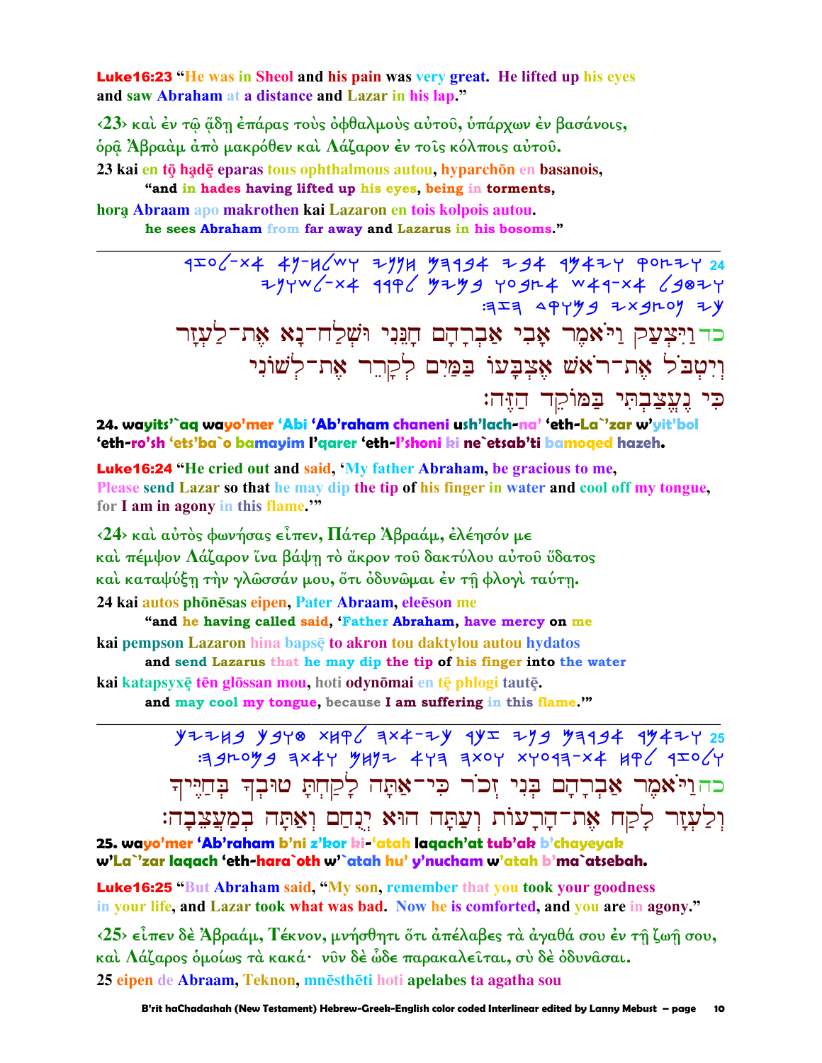**Luke16:23** "He was in Sheol and his pain was very great. He lifted up his eyes and saw Abraham at a distance and Lazar in his lap."

‹23› καὶ ἐν τῷ ᾅδῃ ἐπάρας τοὺς ὀφθαλμοὺς αὐτοῦ, ὑπάρχων ἐν βασάνοις, ὁρᾷ Ἀβραὰμ ἀπὸ μακρόθεν καὶ Λάζαρον ἐν τοῖς κόλποις αὐτοῦ.

23 kai en tō hadē eparas tous ophthalmous autou, hyparchōn en basanois,
"and in hades having lifted up his eyes, being in torments,

horą Abraam apo makrothen kai Lazaron en tois kolpois autou.
he sees Abraham from far away and Lazarus in his bosoms."

---

24 ויצעק ויאמר אבי אברהם חנני ושלח־נא את־לעזר וטבל את־ראש אצבעו במים לקרר את־לשוני כי נעצבתי במוקד הזה׃

כד וַיִּצְעַק וַיֹּאמֶר אָבִי אַבְרָהָם חָנֵּנִי וּשְׁלַח־נָא אֶת־לַעְזָר וְיִטְבֹּל אֶת־רֹאשׁ אֶצְבָּעוֹ בַּמַּיִם לְקָרֵר אֶת־לְשׁוֹנִי כִּי נֶעֱצַבְתִּי בַּמּוֹקֵד הַזֶּה׃

**24. wayits'`aq wayo'mer 'Abi 'Ab'raham chaneni ush'lach-na' 'eth-La`'zar w'yit'bol 'eth-ro'sh 'ets'ba`o bamayim l'qarer 'eth-l'shoni ki ne`etsab'ti bamoqed hazeh.**

**Luke16:24** "He cried out and said, 'My father Abraham, be gracious to me, Please send Lazar so that he may dip the tip of his finger in water and cool off my tongue, for I am in agony in this flame.'"

‹24› καὶ αὐτὸς φωνήσας εἶπεν, Πάτερ Ἀβραάμ, ἐλέησόν με καὶ πέμψον Λάζαρον ἵνα βάψῃ τὸ ἄκρον τοῦ δακτύλου αὐτοῦ ὕδατος καὶ καταψύξῃ τὴν γλῶσσάν μου, ὅτι ὀδυνῶμαι ἐν τῇ φλογὶ ταύτῃ.

24 kai autos phōnēsas eipen, Pater Abraam, eleēson me
"and he having called said, 'Father Abraham, have mercy on me

kai pempson Lazaron hina bapsē to akron tou daktylou autou hydatos
and send Lazarus that he may dip the tip of his finger into the water

kai katapsyxē tēn glōssan mou, hoti odynōmai en tē phlogi tautē.
and may cool my tongue, because I am suffering in this flame.'"

---

25 ויאמר אברהם בני זכר כי־אתה לקחת טובך בחייך ולעזר לקח את־הרעות ועתה הוא ינחם ואתה במעצבה׃

כה וַיֹּאמֶר אַבְרָהָם בְּנִי זְכֹר כִּי־אַתָּה לָקַחְתָּ טוּבְךָ בְּחַיֶּיךָ וְלַעְזָר לָקַח אֶת־הָרָעוֹת וְעַתָּה הוּא יְנֻחַם וְאַתָּה בְמַעֲצֵבָה׃

**25. wayo'mer 'Ab'raham b'ni z'kor ki-'atah laqach'at tub'ak b'chayeyak w'La`'zar laqach 'eth-hara`oth w'`atah hu' y'nucham w'atah b'ma`atsebah.**

**Luke16:25** "But Abraham said, "My son, remember that you took your goodness in your life, and Lazar took what was bad. Now he is comforted, and you are in agony."

‹25› εἶπεν δὲ Ἀβραάμ, Τέκνον, μνήσθητι ὅτι ἀπέλαβες τὰ ἀγαθά σου ἐν τῇ ζωῇ σου, καὶ Λάζαρος ὁμοίως τὰ κακά· νῦν δὲ ὧδε παρακαλεῖται, σὺ δὲ ὀδυνᾶσαι.

25 eipen de Abraam, Teknon, mnēsthēti hoti apelabes ta agatha sou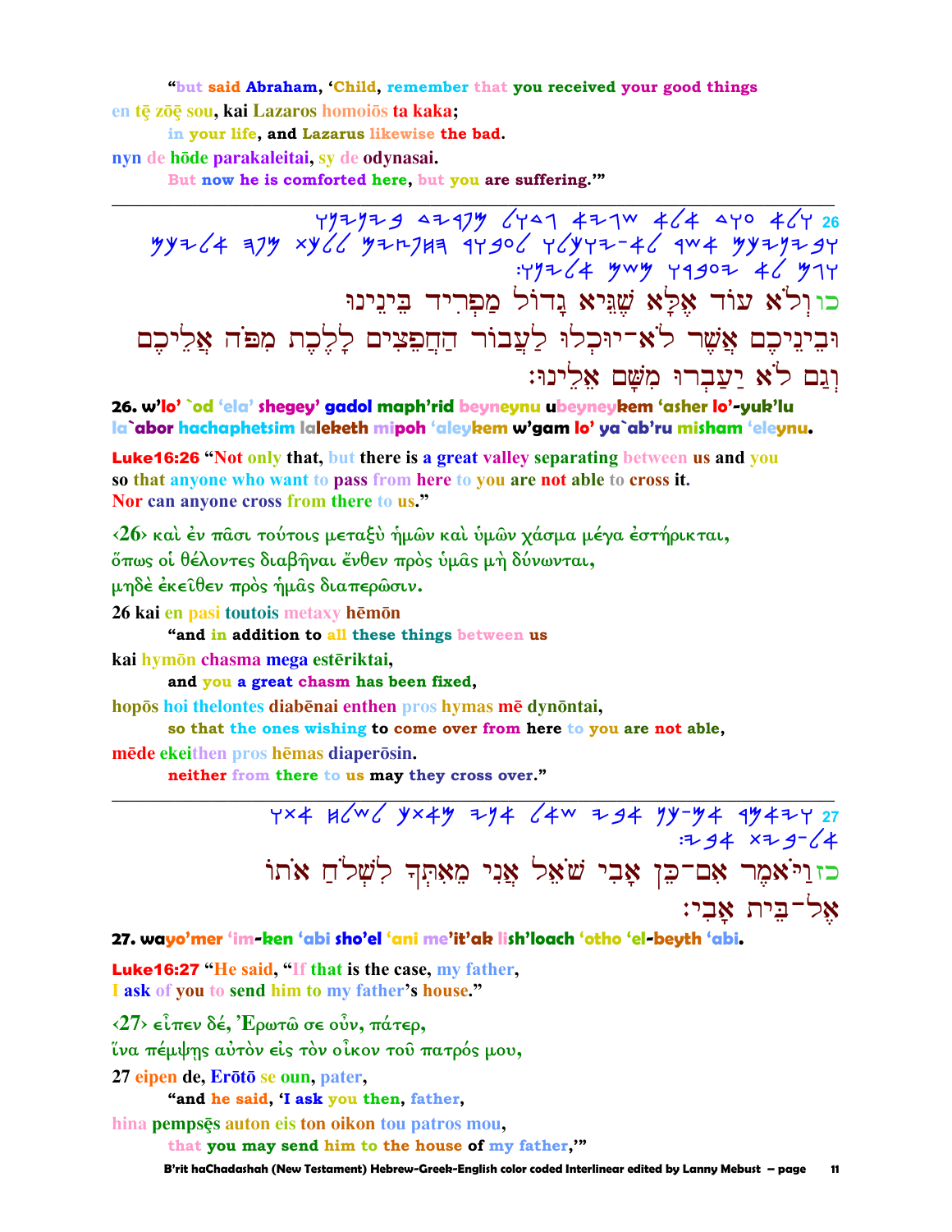"but said Abraham, 'Child, remember that you received your good things

en tē zōē sou, kai Lazaros homoiōs ta kaka;

in your life, and Lazarus likewise the bad.

nyn de hōde parakaleitai, sy de odynasai.

But now he is comforted here, but you are suffering.'"

---

26 ולא עוד אלא שגיא גדול מפריד ביננו וביניכם אשר לא־יוכלו לעבור החפצים ללכת מפה אליכם וגם לא יעברו משם אלינו׃

כו וְלֹא עוֹד אֶלָּא שֶׁגֵיא גָּדוֹל מַפְרִיד בֵּינֵינוּ וּבֵינֵיכֶם אֲשֶׁר לֹא־יוּכְלוּ לַעֲבוֹר הַחֲפֵצִים לָלֶכֶת מִפֹּה אֲלֵיכֶם וְגַם לֹא יַעַבְרוּ מִשָּׁם אֵלֵינוּ׃

**26. w'lo' `od 'ela' shegey' gadol maph'rid beyneynu ubeyneykem 'asher lo'-yuk'lu la`abor hachaphetsim laleketh mipoh 'aleykem w'gam lo' ya`ab'ru misham 'eleynu.**

**Luke16:26** "Not only that, but there is a great valley separating between us and you so that anyone who want to pass from here to you are not able to cross it. Nor can anyone cross from there to us."

‹26› καὶ ἐν πᾶσι τούτοις μεταξὺ ἡμῶν καὶ ὑμῶν χάσμα μέγα ἐστήρικται, ὅπως οἱ θέλοντες διαβῆναι ἔνθεν πρὸς ὑμᾶς μὴ δύνωνται, μηδὲ ἐκεῖθεν πρὸς ἡμᾶς διαπερῶσιν.

26 kai en pasi toutois metaxy hēmōn

"and in addition to all these things between us

kai hymōn chasma mega estēriktai,

and you a great chasm has been fixed,

hopōs hoi thelontes diabēnai enthen pros hymas mē dynōntai,

so that the ones wishing to come over from here to you are not able,

mēde ekeithen pros hēmas diaperōsin.

neither from there to us may they cross over."

---

27 ויאמר אם־כן אבי שאל אני מאתך לשלח אתו אל־בית אבי׃

כז וַיֹּאמֶר אִם־כֵּן אָבִי שֹׁאֵל אֲנִי מֵאִתְּךָ לִשְׁלֹחַ אֹתוֹ אֶל־בֵּית אָבִי׃

**27. wayo'mer 'im-ken 'abi sho'el 'ani me'it'ak lish'loach 'otho 'el-beyth 'abi.**

**Luke16:27** "He said, "If that is the case, my father, I ask of you to send him to my father's house."

‹27› εἶπεν δέ, Ἐρωτῶ σε οὖν, πάτερ, ἵνα πέμψῃς αὐτὸν εἰς τὸν οἶκον τοῦ πατρός μου,

27 eipen de, Erōtō se oun, pater,

"and he said, 'I ask you then, father,

hina pempsēs auton eis ton oikon tou patros mou,

that you may send him to the house of my father,'"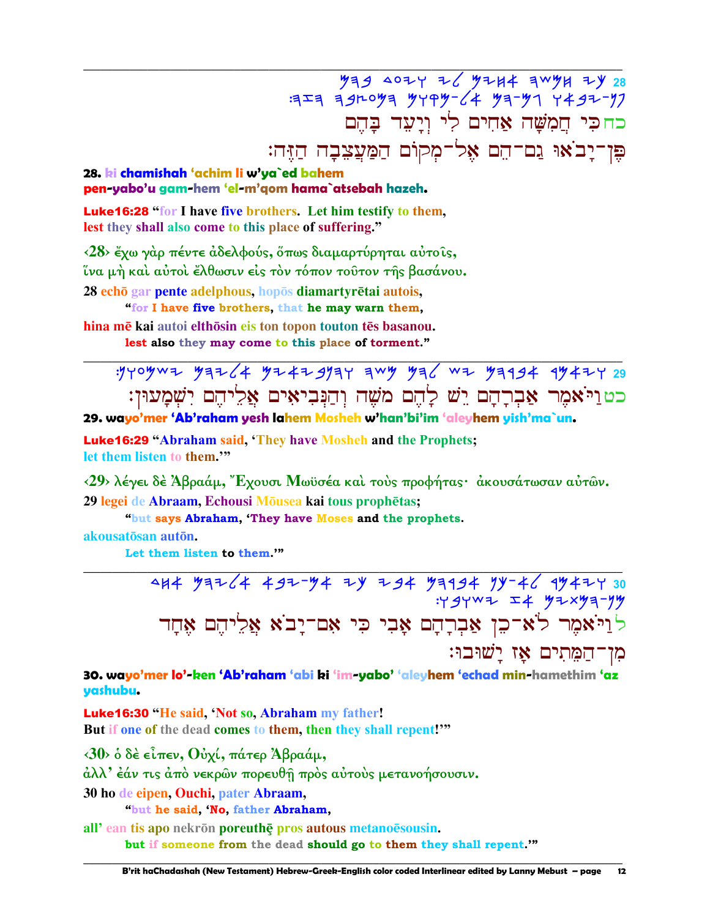28 כּי חמשׁה אחים לי ויעד בּהם פּן־יבאוּ גם־הם אל־מקום המעצבה הזה:

כחכּי חֲמִשָּׁה אַחִים לִי וְיָעֵד בָּהֶם
פֶּן־יָבֹאוּ גַּם־הֵם אֶל־מְקוֹם הַמַּעֲצֵבָה הַזֶּה׃

**28. ki chamishah 'achim li w'ya`ed bahem**
**pen-yabo'u gam-hem 'el-m'qom hama`atsebah hazeh.**

**Luke16:28** "for I have five brothers. Let him testify to them,
lest they shall also come to this place of suffering."

‹28› ἔχω γὰρ πέντε ἀδελφούς, ὅπως διαμαρτύρηται αὐτοῖς,
ἵνα μὴ καὶ αὐτοὶ ἔλθωσιν εἰς τὸν τόπον τοῦτον τῆς βασάνου.

28 echō gar pente adelphous, hopōs diamartyrētai autois,
"for I have five brothers, that he may warn them,
hina mē kai autoi elthōsin eis ton topon touton tēs basanou.
lest also they may come to this place of torment."

---

29 ויאמר אברהם ישׁ להם משׁה והנביאים אליהם ישׁמעוּן:

כטוַיֹּאמֶר אַבְרָהָם יֵשׁ לָהֶם מֹשֶׁה וְהַנְּבִיאִים אֲלֵיהֶם יִשְׁמָעוּן׃

**29. wayo'mer 'Ab'raham yesh lahem Mosheh w'han'bi'im 'aleyhem yish'ma`un.**

**Luke16:29** "Abraham said, 'They have Mosheh and the Prophets;
let them listen to them.'"

‹29› λέγει δὲ Ἀβραάμ, Ἔχουσι Μωϋσέα καὶ τοὺς προφήτας· ἀκουσάτωσαν αὐτῶν.

29 legei de Abraam, Echousi Mōusea kai tous prophētas;
"but says Abraham, 'They have Moses and the prophets.
akousatōsan autōn.
Let them listen to them.'"

---

30 ויאמר לא־כן אברהם אבי כּי אם־יבא אליהם אחד מן־המתים אז ישׁוּבוּ:

לוַיֹּאמֶר לֹא־כֵן אַבְרָהָם אָבִי כִּי אִם־יָבֹא אֲלֵיהֶם אֶחָד
מִן־הַמֵּתִים אָז יָשׁוּבוּ׃

**30. wayo'mer lo'-ken 'Ab'raham 'abi ki 'im-yabo' 'aleyhem 'echad min-hamethim 'az yashubu.**

**Luke16:30** "He said, 'Not so, Abraham my father!
But if one of the dead comes to them, then they shall repent!'"

‹30› ὁ δὲ εἶπεν, Οὐχί, πάτερ Ἀβραάμ,
ἀλλ' ἐάν τις ἀπὸ νεκρῶν πορευθῇ πρὸς αὐτοὺς μετανοήσουσιν.

30 ho de eipen, Ouchi, pater Abraam,
"but he said, 'No, father Abraham,
all' ean tis apo nekrōn poreuthē pros autous metanoēsousin.
but if someone from the dead should go to them they shall repent.'"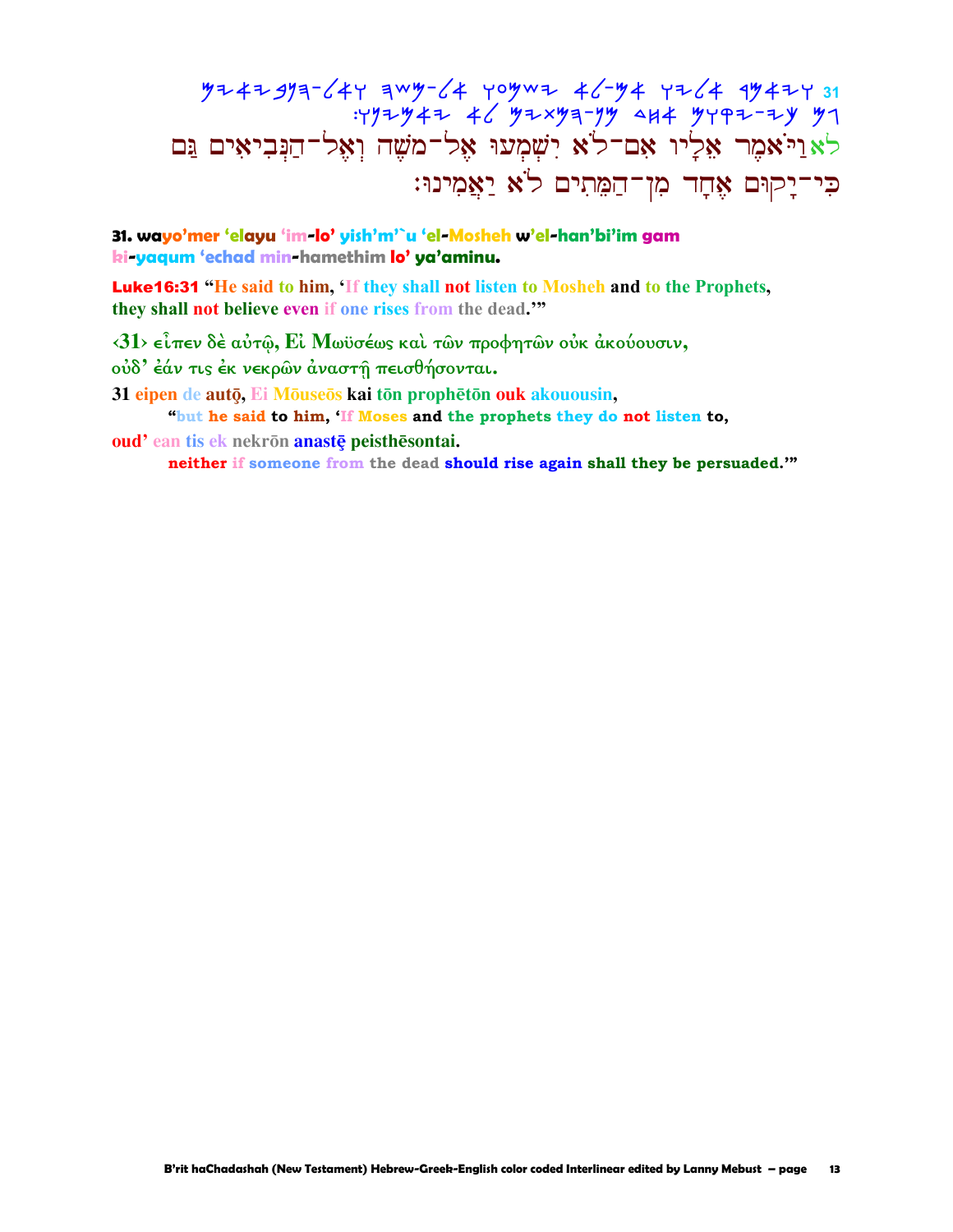31 ויאמר אליו אם-לא ישמעו אל-משה ואל-הנביאים גם כי-יקום אחד מן-המתים לא יאמינו׃

לא וַיֹּאמֶר אֵלָיו אִם־לֹא יִשְׁמְעוּ אֶל־מֹשֶׁה וְאֶל־הַנְּבִיאִים גַּם כִּי־יָקוּם אֶחָד מִן־הַמֵּתִים לֹא יַאֲמִינוּ׃

**31. wayo'mer 'elayu 'im-lo' yish'm'`u 'el-Mosheh w'el-han'bi'im gam ki-yaqum 'echad min-hamethim lo' ya'aminu.**

**Luke16:31 "He said to him, 'If they shall not listen to Mosheh and to the Prophets, they shall not believe even if one rises from the dead.'"**

**‹31› εἶπεν δὲ αὐτῷ, Εἰ Μωϋσέως καὶ τῶν προφητῶν οὐκ ἀκούουσιν, οὐδ' ἐάν τις ἐκ νεκρῶν ἀναστῇ πεισθήσονται.**

**31 eipen de autō̧, Ei Mōuseōs kai tōn prophētōn ouk akouousin,**
**"but he said to him, 'If Moses and the prophets they do not listen to,**
**oud' ean tis ek nekrōn anastę̄ peisthēsontai.**
**neither if someone from the dead should rise again shall they be persuaded.'"**